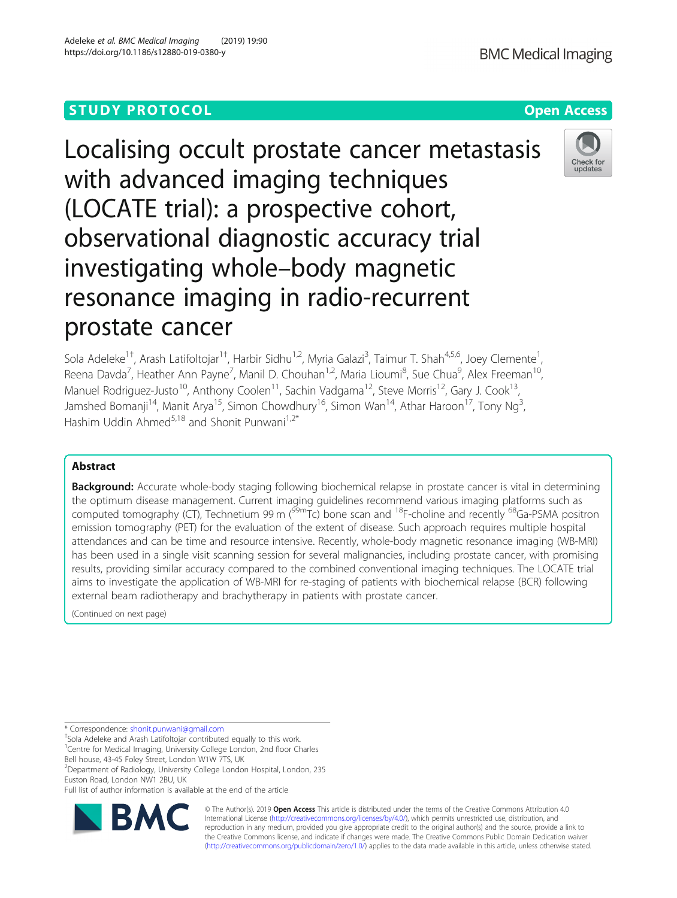STUDY PROTOCOL Open Access

# Localising occult prostate cancer metastasis with advanced imaging techniques (LOCATE trial): a prospective cohort, observational diagnostic accuracy trial investigating whole–body magnetic resonance imaging in radio-recurrent prostate cancer

Sola Adeleke[1†], Arash Latifoltojar[1†], Harbir Sidhu[1,2], Myria Galazi[3], Taimur T. Shah[4,5,6], Joey Clemente[1], Reena Davda[7], Heather Ann Payne[7], Manil D. Chouhan[1,2], Maria Lioumi[8], Sue Chua[9], Alex Freeman[10], Manuel Rodriguez-Justo[10], Anthony Coolen[11], Sachin Vadgama[12], Steve Morris[12], Gary J. Cook[13], Jamshed Bomanji[14], Manit Arya[15], Simon Chowdhury[16], Simon Wan[14], Athar Haroon[17], Tony Ng[3], Hashim Uddin Ahmed[5,18] and Shonit Punwani[1,2*]

## Abstract

**Background:** Accurate whole-body staging following biochemical relapse in prostate cancer is vital in determining the optimum disease management. Current imaging guidelines recommend various imaging platforms such as computed tomography (CT), Technetium 99 m ($^{99m}$Tc) bone scan and $^{18}$F-choline and recently $^{68}$Ga-PSMA positron emission tomography (PET) for the evaluation of the extent of disease. Such approach requires multiple hospital attendances and can be time and resource intensive. Recently, whole-body magnetic resonance imaging (WB-MRI) has been used in a single visit scanning session for several malignancies, including prostate cancer, with promising results, providing similar accuracy compared to the combined conventional imaging techniques. The LOCATE trial aims to investigate the application of WB-MRI for re-staging of patients with biochemical relapse (BCR) following external beam radiotherapy and brachytherapy in patients with prostate cancer.

(Continued on next page)

\* Correspondence: shonit.punwani@gmail.com

†Sola Adeleke and Arash Latifoltojar contributed equally to this work.

[1]Centre for Medical Imaging, University College London, 2nd floor Charles Bell house, 43-45 Foley Street, London W1W 7TS, UK

[2]Department of Radiology, University College London Hospital, London, 235 Euston Road, London NW1 2BU, UK

Full list of author information is available at the end of the article

© The Author(s). 2019 **Open Access** This article is distributed under the terms of the Creative Commons Attribution 4.0 International License (http://creativecommons.org/licenses/by/4.0/), which permits unrestricted use, distribution, and reproduction in any medium, provided you give appropriate credit to the original author(s) and the source, provide a link to the Creative Commons license, and indicate if changes were made. The Creative Commons Public Domain Dedication waiver (http://creativecommons.org/publicdomain/zero/1.0/) applies to the data made available in this article, unless otherwise stated.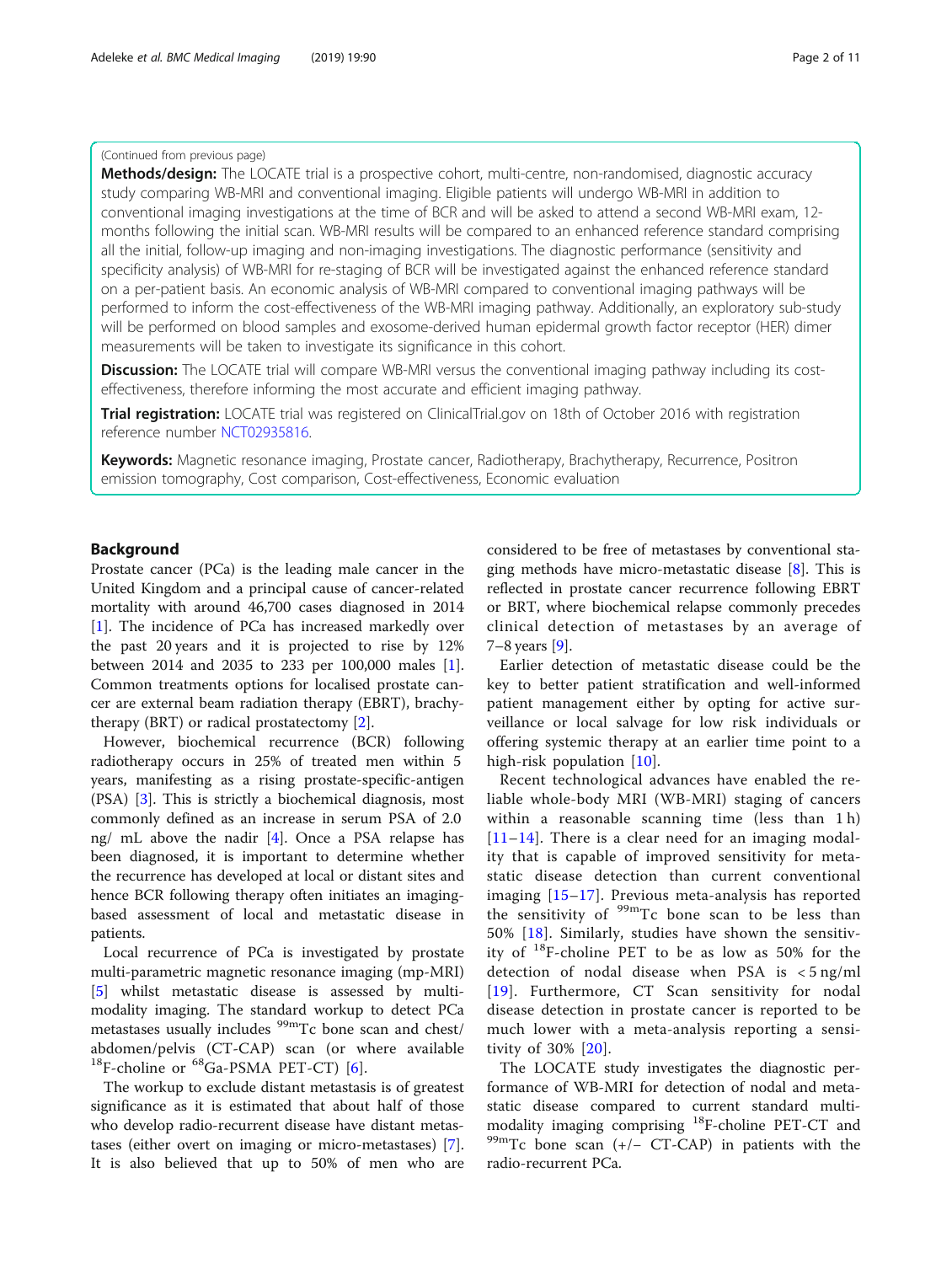(Continued from previous page)

**Methods/design:** The LOCATE trial is a prospective cohort, multi-centre, non-randomised, diagnostic accuracy study comparing WB-MRI and conventional imaging. Eligible patients will undergo WB-MRI in addition to conventional imaging investigations at the time of BCR and will be asked to attend a second WB-MRI exam, 12-months following the initial scan. WB-MRI results will be compared to an enhanced reference standard comprising all the initial, follow-up imaging and non-imaging investigations. The diagnostic performance (sensitivity and specificity analysis) of WB-MRI for re-staging of BCR will be investigated against the enhanced reference standard on a per-patient basis. An economic analysis of WB-MRI compared to conventional imaging pathways will be performed to inform the cost-effectiveness of the WB-MRI imaging pathway. Additionally, an exploratory sub-study will be performed on blood samples and exosome-derived human epidermal growth factor receptor (HER) dimer measurements will be taken to investigate its significance in this cohort.

**Discussion:** The LOCATE trial will compare WB-MRI versus the conventional imaging pathway including its cost-effectiveness, therefore informing the most accurate and efficient imaging pathway.

**Trial registration:** LOCATE trial was registered on ClinicalTrial.gov on 18th of October 2016 with registration reference number NCT02935816.

**Keywords:** Magnetic resonance imaging, Prostate cancer, Radiotherapy, Brachytherapy, Recurrence, Positron emission tomography, Cost comparison, Cost-effectiveness, Economic evaluation

## Background

Prostate cancer (PCa) is the leading male cancer in the United Kingdom and a principal cause of cancer-related mortality with around 46,700 cases diagnosed in 2014 [1]. The incidence of PCa has increased markedly over the past 20 years and it is projected to rise by 12% between 2014 and 2035 to 233 per 100,000 males [1]. Common treatments options for localised prostate cancer are external beam radiation therapy (EBRT), brachytherapy (BRT) or radical prostatectomy [2].

However, biochemical recurrence (BCR) following radiotherapy occurs in 25% of treated men within 5 years, manifesting as a rising prostate-specific-antigen (PSA) [3]. This is strictly a biochemical diagnosis, most commonly defined as an increase in serum PSA of 2.0 ng/ mL above the nadir [4]. Once a PSA relapse has been diagnosed, it is important to determine whether the recurrence has developed at local or distant sites and hence BCR following therapy often initiates an imaging-based assessment of local and metastatic disease in patients.

Local recurrence of PCa is investigated by prostate multi-parametric magnetic resonance imaging (mp-MRI) [5] whilst metastatic disease is assessed by multi-modality imaging. The standard workup to detect PCa metastases usually includes $^{99m}$Tc bone scan and chest/abdomen/pelvis (CT-CAP) scan (or where available $^{18}$F-choline or $^{68}$Ga-PSMA PET-CT) [6].

The workup to exclude distant metastasis is of greatest significance as it is estimated that about half of those who develop radio-recurrent disease have distant metastases (either overt on imaging or micro-metastases) [7]. It is also believed that up to 50% of men who are considered to be free of metastases by conventional staging methods have micro-metastatic disease [8]. This is reflected in prostate cancer recurrence following EBRT or BRT, where biochemical relapse commonly precedes clinical detection of metastases by an average of 7–8 years [9].

Earlier detection of metastatic disease could be the key to better patient stratification and well-informed patient management either by opting for active surveillance or local salvage for low risk individuals or offering systemic therapy at an earlier time point to a high-risk population [10].

Recent technological advances have enabled the reliable whole-body MRI (WB-MRI) staging of cancers within a reasonable scanning time (less than 1 h) [11–14]. There is a clear need for an imaging modality that is capable of improved sensitivity for metastatic disease detection than current conventional imaging [15–17]. Previous meta-analysis has reported the sensitivity of $^{99m}$Tc bone scan to be less than 50% [18]. Similarly, studies have shown the sensitivity of $^{18}$F-choline PET to be as low as 50% for the detection of nodal disease when PSA is < 5 ng/ml [19]. Furthermore, CT Scan sensitivity for nodal disease detection in prostate cancer is reported to be much lower with a meta-analysis reporting a sensitivity of 30% [20].

The LOCATE study investigates the diagnostic performance of WB-MRI for detection of nodal and metastatic disease compared to current standard multi-modality imaging comprising $^{18}$F-choline PET-CT and $^{99m}$Tc bone scan (+/− CT-CAP) in patients with the radio-recurrent PCa.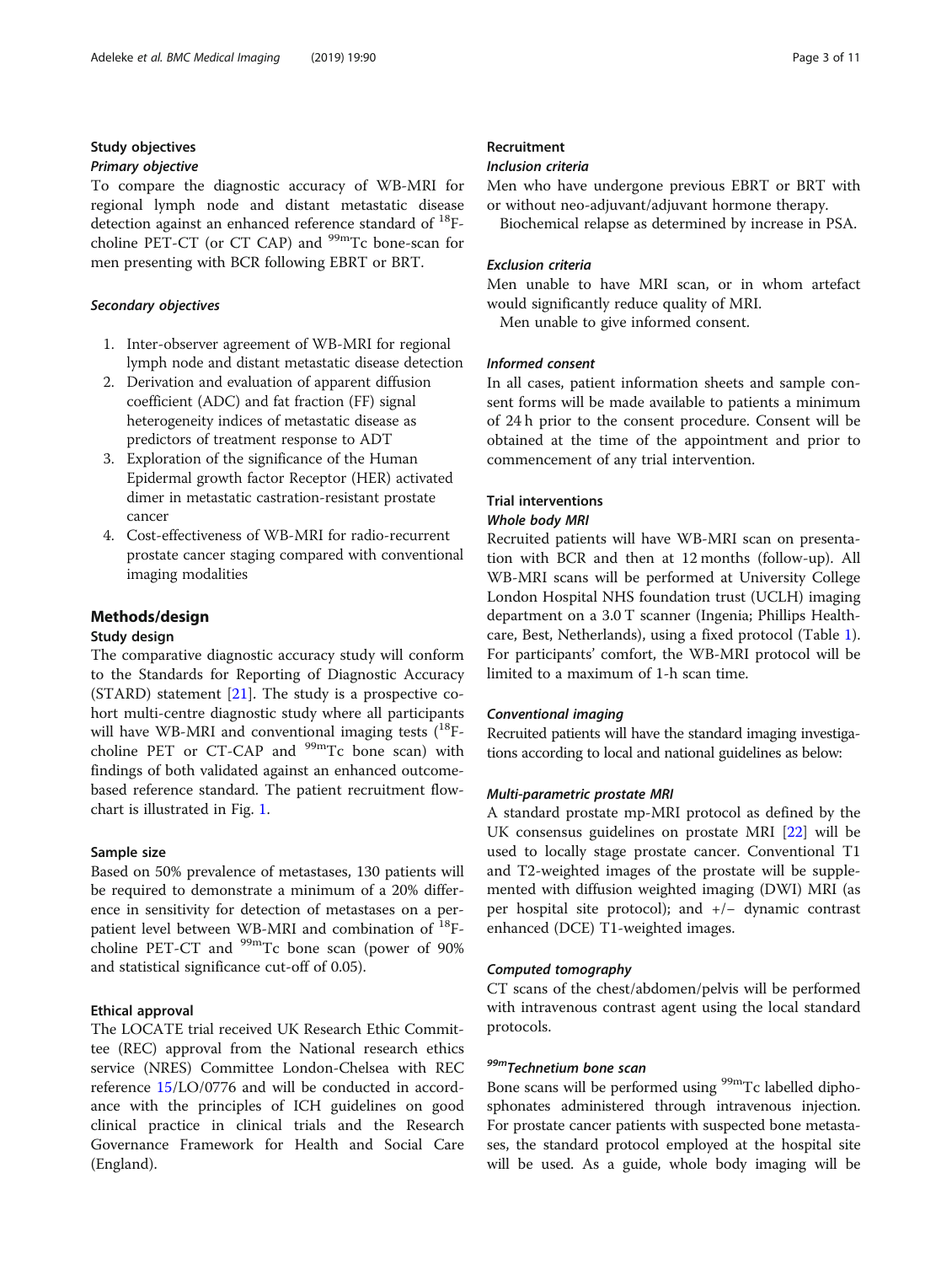### Study objectives

#### *Primary objective*

To compare the diagnostic accuracy of WB-MRI for regional lymph node and distant metastatic disease detection against an enhanced reference standard of $^{18}$F-choline PET-CT (or CT CAP) and $^{99m}$Tc bone-scan for men presenting with BCR following EBRT or BRT.

#### *Secondary objectives*

1. Inter-observer agreement of WB-MRI for regional lymph node and distant metastatic disease detection
2. Derivation and evaluation of apparent diffusion coefficient (ADC) and fat fraction (FF) signal heterogeneity indices of metastatic disease as predictors of treatment response to ADT
3. Exploration of the significance of the Human Epidermal growth factor Receptor (HER) activated dimer in metastatic castration-resistant prostate cancer
4. Cost-effectiveness of WB-MRI for radio-recurrent prostate cancer staging compared with conventional imaging modalities

## Methods/design

### Study design

The comparative diagnostic accuracy study will conform to the Standards for Reporting of Diagnostic Accuracy (STARD) statement [21]. The study is a prospective cohort multi-centre diagnostic study where all participants will have WB-MRI and conventional imaging tests ($^{18}$F-choline PET or CT-CAP and $^{99m}$Tc bone scan) with findings of both validated against an enhanced outcome-based reference standard. The patient recruitment flowchart is illustrated in Fig. 1.

### Sample size

Based on 50% prevalence of metastases, 130 patients will be required to demonstrate a minimum of a 20% difference in sensitivity for detection of metastases on a per-patient level between WB-MRI and combination of $^{18}$F-choline PET-CT and $^{99m}$Tc bone scan (power of 90% and statistical significance cut-off of 0.05).

### Ethical approval

The LOCATE trial received UK Research Ethic Committee (REC) approval from the National research ethics service (NRES) Committee London-Chelsea with REC reference 15/LO/0776 and will be conducted in accordance with the principles of ICH guidelines on good clinical practice in clinical trials and the Research Governance Framework for Health and Social Care (England).

### Recruitment

#### *Inclusion criteria*

Men who have undergone previous EBRT or BRT with or without neo-adjuvant/adjuvant hormone therapy.

Biochemical relapse as determined by increase in PSA.

#### *Exclusion criteria*

Men unable to have MRI scan, or in whom artefact would significantly reduce quality of MRI.

Men unable to give informed consent.

#### *Informed consent*

In all cases, patient information sheets and sample consent forms will be made available to patients a minimum of 24 h prior to the consent procedure. Consent will be obtained at the time of the appointment and prior to commencement of any trial intervention.

### Trial interventions

#### *Whole body MRI*

Recruited patients will have WB-MRI scan on presentation with BCR and then at 12 months (follow-up). All WB-MRI scans will be performed at University College London Hospital NHS foundation trust (UCLH) imaging department on a 3.0 T scanner (Ingenia; Phillips Healthcare, Best, Netherlands), using a fixed protocol (Table 1). For participants' comfort, the WB-MRI protocol will be limited to a maximum of 1-h scan time.

#### *Conventional imaging*

Recruited patients will have the standard imaging investigations according to local and national guidelines as below:

#### *Multi-parametric prostate MRI*

A standard prostate mp-MRI protocol as defined by the UK consensus guidelines on prostate MRI [22] will be used to locally stage prostate cancer. Conventional T1 and T2-weighted images of the prostate will be supplemented with diffusion weighted imaging (DWI) MRI (as per hospital site protocol); and +/− dynamic contrast enhanced (DCE) T1-weighted images.

#### *Computed tomography*

CT scans of the chest/abdomen/pelvis will be performed with intravenous contrast agent using the local standard protocols.

#### *$^{99m}$Technetium bone scan*

Bone scans will be performed using $^{99m}$Tc labelled diphosphonates administered through intravenous injection. For prostate cancer patients with suspected bone metastases, the standard protocol employed at the hospital site will be used. As a guide, whole body imaging will be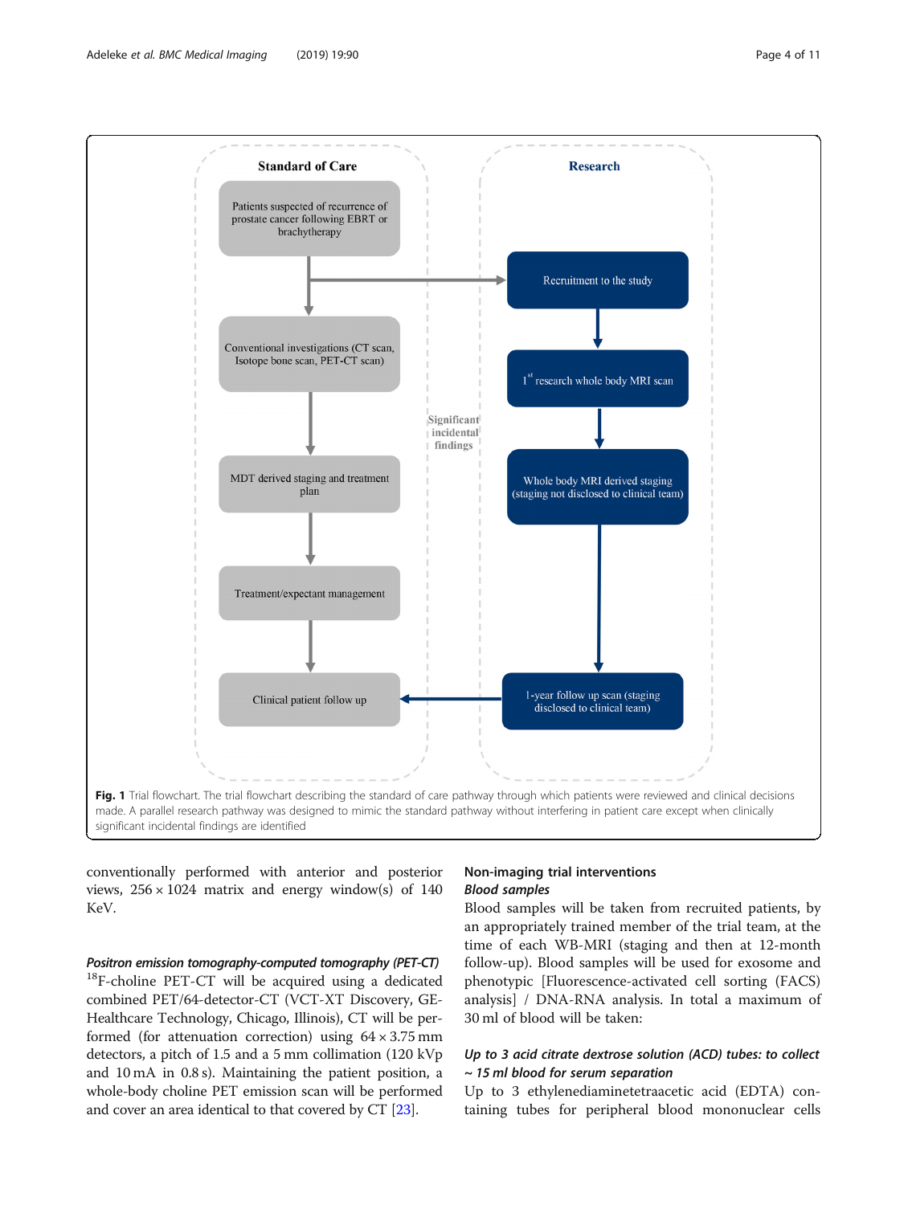Standard of Care

Patients suspected of recurrence of prostate cancer following EBRT or brachytherapy

Conventional investigations (CT scan, Isotope bone scan, PET-CT scan)

MDT derived staging and treatment plan

Treatment/expectant management

Clinical patient follow up

Significant incidental findings

Research

Recruitment to the study

1[st] research whole body MRI scan

Whole body MRI derived staging (staging not disclosed to clinical team)

1-year follow up scan (staging disclosed to clinical team)

**Fig. 1** Trial flowchart. The trial flowchart describing the standard of care pathway through which patients were reviewed and clinical decisions made. A parallel research pathway was designed to mimic the standard pathway without interfering in patient care except when clinically significant incidental findings are identified

conventionally performed with anterior and posterior views, 256 × 1024 matrix and energy window(s) of 140 KeV.

#### *Positron emission tomography-computed tomography (PET-CT)*

$^{18}$F-choline PET-CT will be acquired using a dedicated combined PET/64-detector-CT (VCT-XT Discovery, GE-Healthcare Technology, Chicago, Illinois), CT will be performed (for attenuation correction) using 64 × 3.75 mm detectors, a pitch of 1.5 and a 5 mm collimation (120 kVp and 10 mA in 0.8 s). Maintaining the patient position, a whole-body choline PET emission scan will be performed and cover an area identical to that covered by CT [23].

### Non-imaging trial interventions

#### *Blood samples*

Blood samples will be taken from recruited patients, by an appropriately trained member of the trial team, at the time of each WB-MRI (staging and then at 12-month follow-up). Blood samples will be used for exosome and phenotypic [Fluorescence-activated cell sorting (FACS) analysis] / DNA-RNA analysis. In total a maximum of 30 ml of blood will be taken:

#### *Up to 3 acid citrate dextrose solution (ACD) tubes: to collect ~ 15 ml blood for serum separation*

Up to 3 ethylenediaminetetraacetic acid (EDTA) containing tubes for peripheral blood mononuclear cells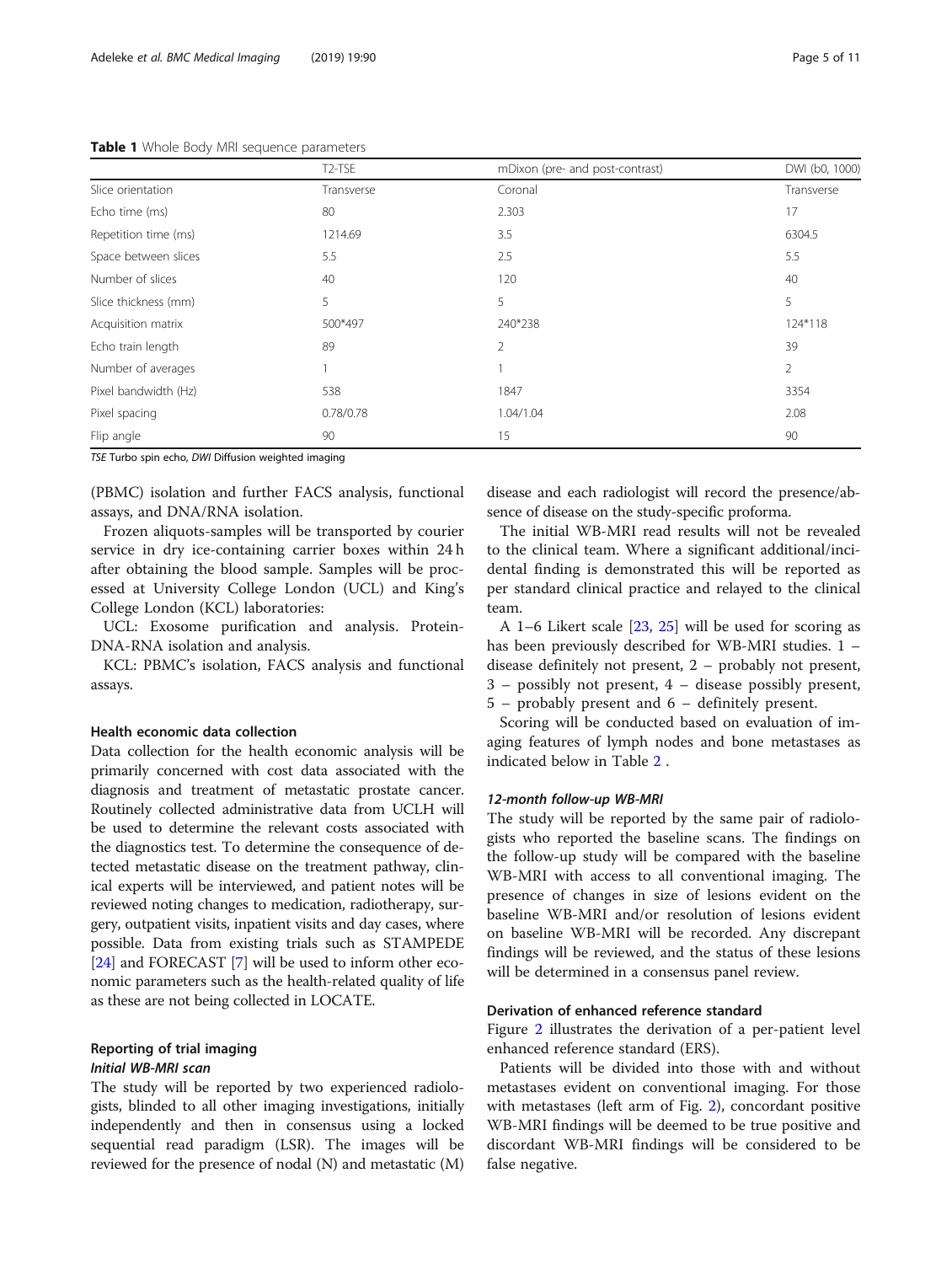**Table 1** Whole Body MRI sequence parameters

| | T2-TSE | mDixon (pre- and post-contrast) | DWI (b0, 1000) |
|---|---|---|---|
| Slice orientation | Transverse | Coronal | Transverse |
| Echo time (ms) | 80 | 2.303 | 17 |
| Repetition time (ms) | 1214.69 | 3.5 | 6304.5 |
| Space between slices | 5.5 | 2.5 | 5.5 |
| Number of slices | 40 | 120 | 40 |
| Slice thickness (mm) | 5 | 5 | 5 |
| Acquisition matrix | 500*497 | 240*238 | 124*118 |
| Echo train length | 89 | 2 | 39 |
| Number of averages | 1 | 1 | 2 |
| Pixel bandwidth (Hz) | 538 | 1847 | 3354 |
| Pixel spacing | 0.78/0.78 | 1.04/1.04 | 2.08 |
| Flip angle | 90 | 15 | 90 |

*TSE* Turbo spin echo, *DWI* Diffusion weighted imaging

(PBMC) isolation and further FACS analysis, functional assays, and DNA/RNA isolation.

Frozen aliquots-samples will be transported by courier service in dry ice-containing carrier boxes within 24 h after obtaining the blood sample. Samples will be processed at University College London (UCL) and King's College London (KCL) laboratories:

UCL: Exosome purification and analysis. Protein-DNA-RNA isolation and analysis.

KCL: PBMC's isolation, FACS analysis and functional assays.

### Health economic data collection

Data collection for the health economic analysis will be primarily concerned with cost data associated with the diagnosis and treatment of metastatic prostate cancer. Routinely collected administrative data from UCLH will be used to determine the relevant costs associated with the diagnostics test. To determine the consequence of detected metastatic disease on the treatment pathway, clinical experts will be interviewed, and patient notes will be reviewed noting changes to medication, radiotherapy, surgery, outpatient visits, inpatient visits and day cases, where possible. Data from existing trials such as STAMPEDE [24] and FORECAST [7] will be used to inform other economic parameters such as the health-related quality of life as these are not being collected in LOCATE.

### Reporting of trial imaging

#### *Initial WB-MRI scan*

The study will be reported by two experienced radiologists, blinded to all other imaging investigations, initially independently and then in consensus using a locked sequential read paradigm (LSR). The images will be reviewed for the presence of nodal (N) and metastatic (M) disease and each radiologist will record the presence/absence of disease on the study-specific proforma.

The initial WB-MRI read results will not be revealed to the clinical team. Where a significant additional/incidental finding is demonstrated this will be reported as per standard clinical practice and relayed to the clinical team.

A 1–6 Likert scale [23, 25] will be used for scoring as has been previously described for WB-MRI studies. 1 – disease definitely not present, 2 – probably not present, 3 – possibly not present, 4 – disease possibly present, 5 – probably present and 6 – definitely present.

Scoring will be conducted based on evaluation of imaging features of lymph nodes and bone metastases as indicated below in Table 2 .

#### *12-month follow-up WB-MRI*

The study will be reported by the same pair of radiologists who reported the baseline scans. The findings on the follow-up study will be compared with the baseline WB-MRI with access to all conventional imaging. The presence of changes in size of lesions evident on the baseline WB-MRI and/or resolution of lesions evident on baseline WB-MRI will be recorded. Any discrepant findings will be reviewed, and the status of these lesions will be determined in a consensus panel review.

### Derivation of enhanced reference standard

Figure 2 illustrates the derivation of a per-patient level enhanced reference standard (ERS).

Patients will be divided into those with and without metastases evident on conventional imaging. For those with metastases (left arm of Fig. 2), concordant positive WB-MRI findings will be deemed to be true positive and discordant WB-MRI findings will be considered to be false negative.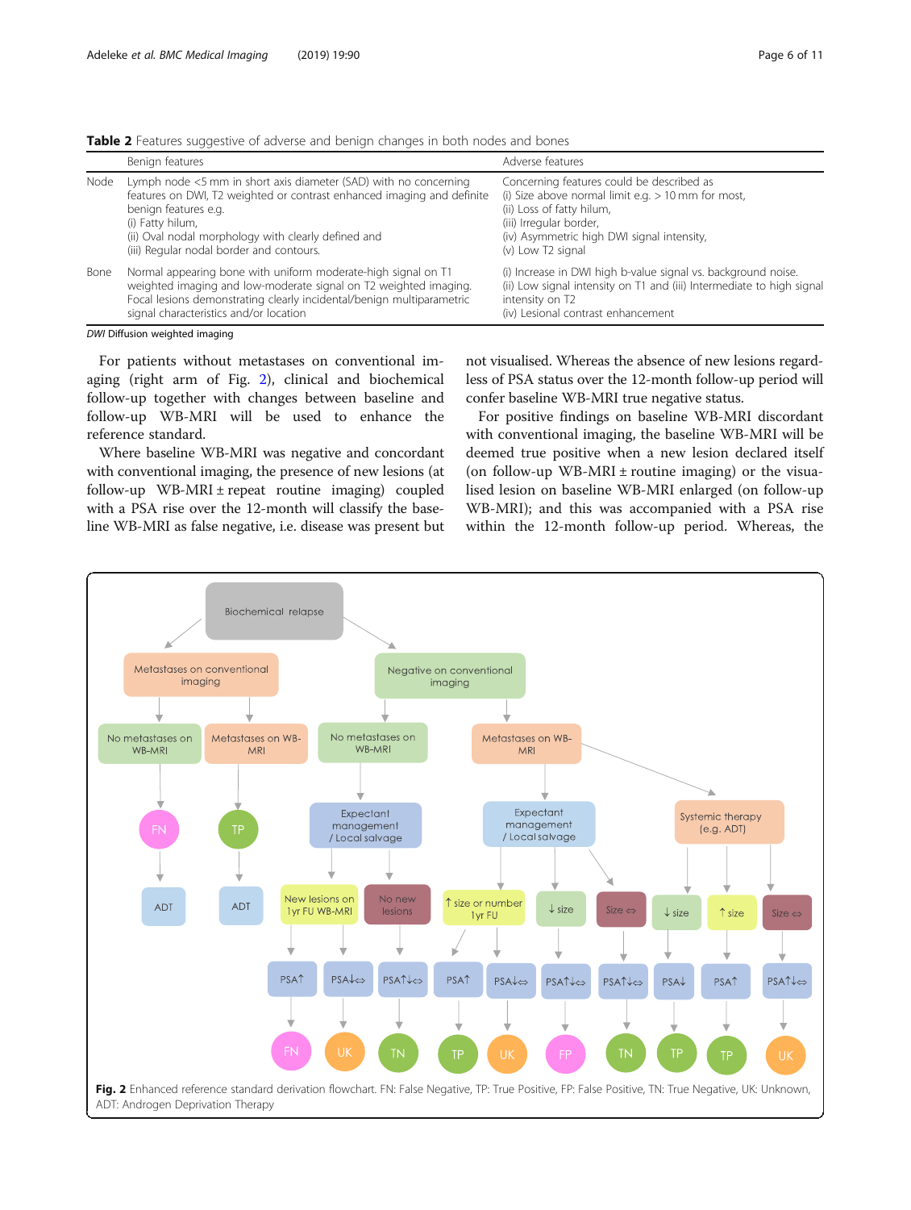**Table 2** Features suggestive of adverse and benign changes in both nodes and bones

| | Benign features | Adverse features |
|---|---|---|
| Node | Lymph node <5 mm in short axis diameter (SAD) with no concerning features on DWI, T2 weighted or contrast enhanced imaging and definite benign features e.g. (i) Fatty hilum, (ii) Oval nodal morphology with clearly defined and (iii) Regular nodal border and contours. | Concerning features could be described as (i) Size above normal limit e.g. > 10 mm for most, (ii) Loss of fatty hilum, (iii) Irregular border, (iv) Asymmetric high DWI signal intensity, (v) Low T2 signal |
| Bone | Normal appearing bone with uniform moderate-high signal on T1 weighted imaging and low-moderate signal on T2 weighted imaging. Focal lesions demonstrating clearly incidental/benign multiparametric signal characteristics and/or location | (i) Increase in DWI high b-value signal vs. background noise. (ii) Low signal intensity on T1 and (iii) Intermediate to high signal intensity on T2 (iv) Lesional contrast enhancement |

*DWI* Diffusion weighted imaging

For patients without metastases on conventional imaging (right arm of Fig. 2), clinical and biochemical follow-up together with changes between baseline and follow-up WB-MRI will be used to enhance the reference standard.

Where baseline WB-MRI was negative and concordant with conventional imaging, the presence of new lesions (at follow-up WB-MRI ± repeat routine imaging) coupled with a PSA rise over the 12-month will classify the baseline WB-MRI as false negative, i.e. disease was present but not visualised. Whereas the absence of new lesions regardless of PSA status over the 12-month follow-up period will confer baseline WB-MRI true negative status.

For positive findings on baseline WB-MRI discordant with conventional imaging, the baseline WB-MRI will be deemed true positive when a new lesion declared itself (on follow-up WB-MRI ± routine imaging) or the visualised lesion on baseline WB-MRI enlarged (on follow-up WB-MRI); and this was accompanied with a PSA rise within the 12-month follow-up period. Whereas, the

**Fig. 2** Enhanced reference standard derivation flowchart. FN: False Negative, TP: True Positive, FP: False Positive, TN: True Negative, UK: Unknown, ADT: Androgen Deprivation Therapy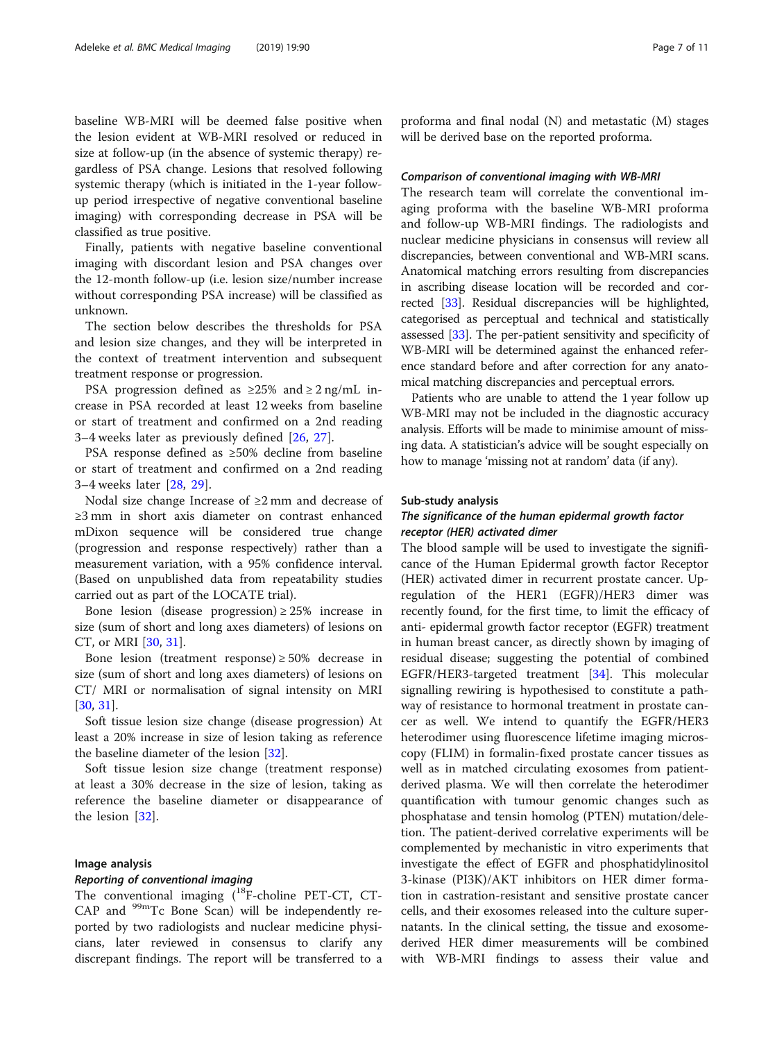baseline WB-MRI will be deemed false positive when the lesion evident at WB-MRI resolved or reduced in size at follow-up (in the absence of systemic therapy) regardless of PSA change. Lesions that resolved following systemic therapy (which is initiated in the 1-year follow-up period irrespective of negative conventional baseline imaging) with corresponding decrease in PSA will be classified as true positive.

Finally, patients with negative baseline conventional imaging with discordant lesion and PSA changes over the 12-month follow-up (i.e. lesion size/number increase without corresponding PSA increase) will be classified as unknown.

The section below describes the thresholds for PSA and lesion size changes, and they will be interpreted in the context of treatment intervention and subsequent treatment response or progression.

PSA progression defined as ≥25% and ≥ 2 ng/mL increase in PSA recorded at least 12 weeks from baseline or start of treatment and confirmed on a 2nd reading 3–4 weeks later as previously defined [26, 27].

PSA response defined as ≥50% decline from baseline or start of treatment and confirmed on a 2nd reading 3–4 weeks later [28, 29].

Nodal size change Increase of ≥2 mm and decrease of ≥3 mm in short axis diameter on contrast enhanced mDixon sequence will be considered true change (progression and response respectively) rather than a measurement variation, with a 95% confidence interval. (Based on unpublished data from repeatability studies carried out as part of the LOCATE trial).

Bone lesion (disease progression) ≥ 25% increase in size (sum of short and long axes diameters) of lesions on CT, or MRI [30, 31].

Bone lesion (treatment response) ≥ 50% decrease in size (sum of short and long axes diameters) of lesions on CT/ MRI or normalisation of signal intensity on MRI [30, 31].

Soft tissue lesion size change (disease progression) At least a 20% increase in size of lesion taking as reference the baseline diameter of the lesion [32].

Soft tissue lesion size change (treatment response) at least a 30% decrease in the size of lesion, taking as reference the baseline diameter or disappearance of the lesion [32].

### Image analysis

#### *Reporting of conventional imaging*

The conventional imaging ($^{18}$F-choline PET-CT, CT-CAP and $^{99m}$Tc Bone Scan) will be independently reported by two radiologists and nuclear medicine physicians, later reviewed in consensus to clarify any discrepant findings. The report will be transferred to a proforma and final nodal (N) and metastatic (M) stages will be derived base on the reported proforma.

#### *Comparison of conventional imaging with WB-MRI*

The research team will correlate the conventional imaging proforma with the baseline WB-MRI proforma and follow-up WB-MRI findings. The radiologists and nuclear medicine physicians in consensus will review all discrepancies, between conventional and WB-MRI scans. Anatomical matching errors resulting from discrepancies in ascribing disease location will be recorded and corrected [33]. Residual discrepancies will be highlighted, categorised as perceptual and technical and statistically assessed [33]. The per-patient sensitivity and specificity of WB-MRI will be determined against the enhanced reference standard before and after correction for any anatomical matching discrepancies and perceptual errors.

Patients who are unable to attend the 1 year follow up WB-MRI may not be included in the diagnostic accuracy analysis. Efforts will be made to minimise amount of missing data. A statistician's advice will be sought especially on how to manage 'missing not at random' data (if any).

### Sub-study analysis

#### *The significance of the human epidermal growth factor receptor (HER) activated dimer*

The blood sample will be used to investigate the significance of the Human Epidermal growth factor Receptor (HER) activated dimer in recurrent prostate cancer. Upregulation of the HER1 (EGFR)/HER3 dimer was recently found, for the first time, to limit the efficacy of anti- epidermal growth factor receptor (EGFR) treatment in human breast cancer, as directly shown by imaging of residual disease; suggesting the potential of combined EGFR/HER3-targeted treatment [34]. This molecular signalling rewiring is hypothesised to constitute a pathway of resistance to hormonal treatment in prostate cancer as well. We intend to quantify the EGFR/HER3 heterodimer using fluorescence lifetime imaging microscopy (FLIM) in formalin-fixed prostate cancer tissues as well as in matched circulating exosomes from patient-derived plasma. We will then correlate the heterodimer quantification with tumour genomic changes such as phosphatase and tensin homolog (PTEN) mutation/deletion. The patient-derived correlative experiments will be complemented by mechanistic in vitro experiments that investigate the effect of EGFR and phosphatidylinositol 3-kinase (PI3K)/AKT inhibitors on HER dimer formation in castration-resistant and sensitive prostate cancer cells, and their exosomes released into the culture supernatants. In the clinical setting, the tissue and exosome-derived HER dimer measurements will be combined with WB-MRI findings to assess their value and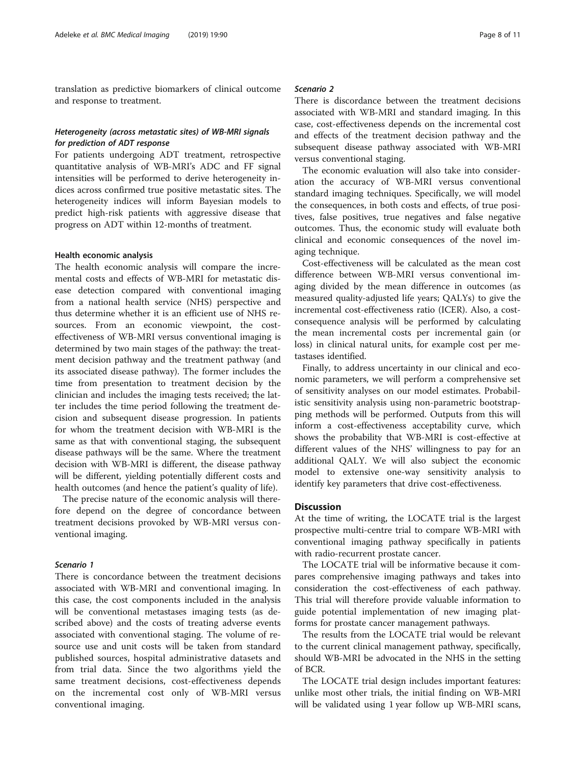translation as predictive biomarkers of clinical outcome and response to treatment.

#### *Heterogeneity (across metastatic sites) of WB-MRI signals for prediction of ADT response*

For patients undergoing ADT treatment, retrospective quantitative analysis of WB-MRI's ADC and FF signal intensities will be performed to derive heterogeneity indices across confirmed true positive metastatic sites. The heterogeneity indices will inform Bayesian models to predict high-risk patients with aggressive disease that progress on ADT within 12-months of treatment.

### Health economic analysis

The health economic analysis will compare the incremental costs and effects of WB-MRI for metastatic disease detection compared with conventional imaging from a national health service (NHS) perspective and thus determine whether it is an efficient use of NHS resources. From an economic viewpoint, the cost-effectiveness of WB-MRI versus conventional imaging is determined by two main stages of the pathway: the treatment decision pathway and the treatment pathway (and its associated disease pathway). The former includes the time from presentation to treatment decision by the clinician and includes the imaging tests received; the latter includes the time period following the treatment decision and subsequent disease progression. In patients for whom the treatment decision with WB-MRI is the same as that with conventional staging, the subsequent disease pathways will be the same. Where the treatment decision with WB-MRI is different, the disease pathway will be different, yielding potentially different costs and health outcomes (and hence the patient's quality of life).

The precise nature of the economic analysis will therefore depend on the degree of concordance between treatment decisions provoked by WB-MRI versus conventional imaging.

#### *Scenario 1*

There is concordance between the treatment decisions associated with WB-MRI and conventional imaging. In this case, the cost components included in the analysis will be conventional metastases imaging tests (as described above) and the costs of treating adverse events associated with conventional staging. The volume of resource use and unit costs will be taken from standard published sources, hospital administrative datasets and from trial data. Since the two algorithms yield the same treatment decisions, cost-effectiveness depends on the incremental cost only of WB-MRI versus conventional imaging.

#### *Scenario 2*

There is discordance between the treatment decisions associated with WB-MRI and standard imaging. In this case, cost-effectiveness depends on the incremental cost and effects of the treatment decision pathway and the subsequent disease pathway associated with WB-MRI versus conventional staging.

The economic evaluation will also take into consideration the accuracy of WB-MRI versus conventional standard imaging techniques. Specifically, we will model the consequences, in both costs and effects, of true positives, false positives, true negatives and false negative outcomes. Thus, the economic study will evaluate both clinical and economic consequences of the novel imaging technique.

Cost-effectiveness will be calculated as the mean cost difference between WB-MRI versus conventional imaging divided by the mean difference in outcomes (as measured quality-adjusted life years; QALYs) to give the incremental cost-effectiveness ratio (ICER). Also, a cost-consequence analysis will be performed by calculating the mean incremental costs per incremental gain (or loss) in clinical natural units, for example cost per metastases identified.

Finally, to address uncertainty in our clinical and economic parameters, we will perform a comprehensive set of sensitivity analyses on our model estimates. Probabilistic sensitivity analysis using non-parametric bootstrapping methods will be performed. Outputs from this will inform a cost-effectiveness acceptability curve, which shows the probability that WB-MRI is cost-effective at different values of the NHS' willingness to pay for an additional QALY. We will also subject the economic model to extensive one-way sensitivity analysis to identify key parameters that drive cost-effectiveness.

## Discussion

At the time of writing, the LOCATE trial is the largest prospective multi-centre trial to compare WB-MRI with conventional imaging pathway specifically in patients with radio-recurrent prostate cancer.

The LOCATE trial will be informative because it compares comprehensive imaging pathways and takes into consideration the cost-effectiveness of each pathway. This trial will therefore provide valuable information to guide potential implementation of new imaging platforms for prostate cancer management pathways.

The results from the LOCATE trial would be relevant to the current clinical management pathway, specifically, should WB-MRI be advocated in the NHS in the setting of BCR.

The LOCATE trial design includes important features: unlike most other trials, the initial finding on WB-MRI will be validated using 1 year follow up WB-MRI scans,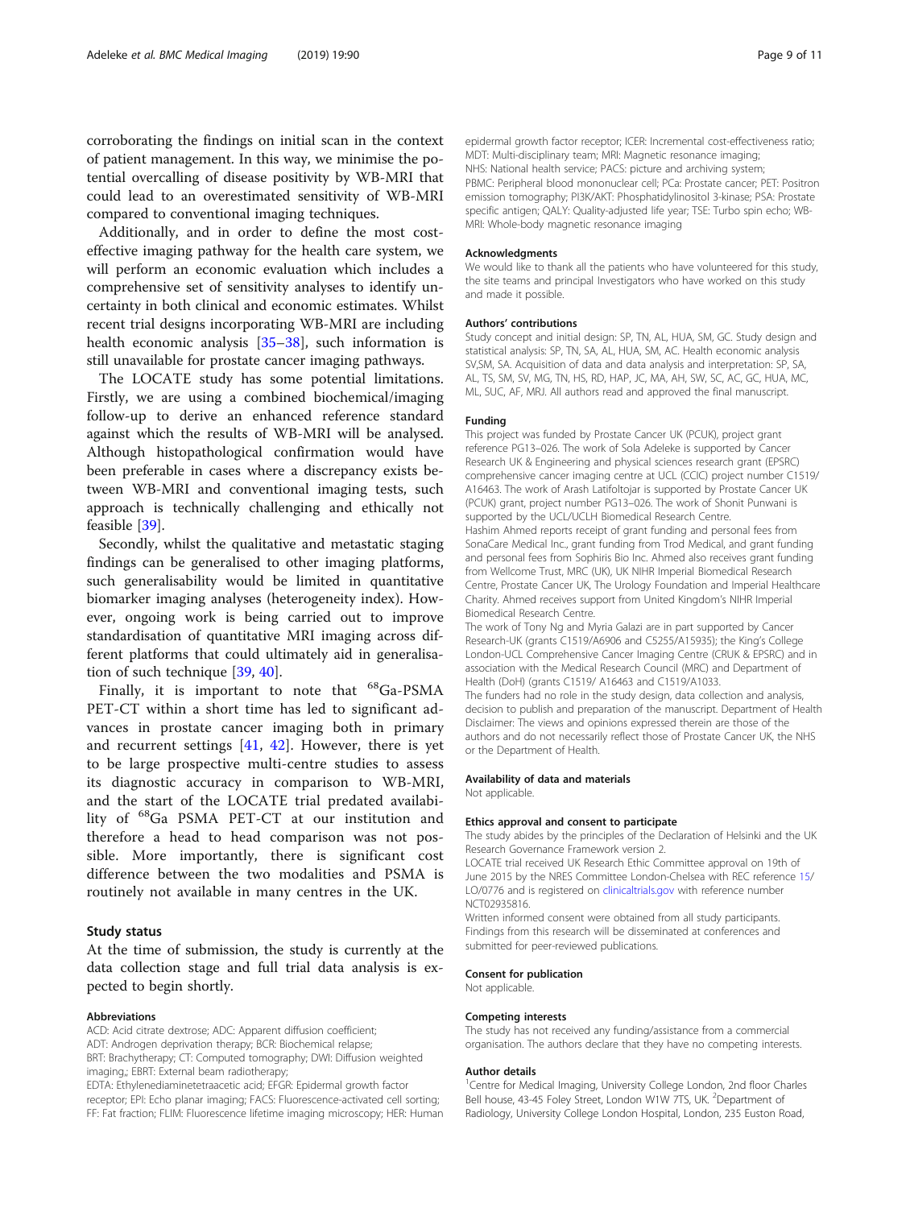corroborating the findings on initial scan in the context of patient management. In this way, we minimise the potential overcalling of disease positivity by WB-MRI that could lead to an overestimated sensitivity of WB-MRI compared to conventional imaging techniques.

Additionally, and in order to define the most cost-effective imaging pathway for the health care system, we will perform an economic evaluation which includes a comprehensive set of sensitivity analyses to identify uncertainty in both clinical and economic estimates. Whilst recent trial designs incorporating WB-MRI are including health economic analysis [35–38], such information is still unavailable for prostate cancer imaging pathways.

The LOCATE study has some potential limitations. Firstly, we are using a combined biochemical/imaging follow-up to derive an enhanced reference standard against which the results of WB-MRI will be analysed. Although histopathological confirmation would have been preferable in cases where a discrepancy exists between WB-MRI and conventional imaging tests, such approach is technically challenging and ethically not feasible [39].

Secondly, whilst the qualitative and metastatic staging findings can be generalised to other imaging platforms, such generalisability would be limited in quantitative biomarker imaging analyses (heterogeneity index). However, ongoing work is being carried out to improve standardisation of quantitative MRI imaging across different platforms that could ultimately aid in generalisation of such technique [39, 40].

Finally, it is important to note that $^{68}$Ga-PSMA PET-CT within a short time has led to significant advances in prostate cancer imaging both in primary and recurrent settings [41, 42]. However, there is yet to be large prospective multi-centre studies to assess its diagnostic accuracy in comparison to WB-MRI, and the start of the LOCATE trial predated availability of $^{68}$Ga PSMA PET-CT at our institution and therefore a head to head comparison was not possible. More importantly, there is significant cost difference between the two modalities and PSMA is routinely not available in many centres in the UK.

## Study status

At the time of submission, the study is currently at the data collection stage and full trial data analysis is expected to begin shortly.

#### Abbreviations

ACD: Acid citrate dextrose; ADC: Apparent diffusion coefficient; ADT: Androgen deprivation therapy; BCR: Biochemical relapse; BRT: Brachytherapy; CT: Computed tomography; DWI: Diffusion weighted imaging,; EBRT: External beam radiotherapy; EDTA: Ethylenediaminetetraacetic acid; EFGR: Epidermal growth factor receptor; EPI: Echo planar imaging; FACS: Fluorescence-activated cell sorting; FF: Fat fraction; FLIM: Fluorescence lifetime imaging microscopy; HER: Human epidermal growth factor receptor; ICER: Incremental cost-effectiveness ratio; MDT: Multi-disciplinary team; MRI: Magnetic resonance imaging; NHS: National health service; PACS: picture and archiving system; PBMC: Peripheral blood mononuclear cell; PCa: Prostate cancer; PET: Positron emission tomography; PI3K/AKT: Phosphatidylinositol 3-kinase; PSA: Prostate specific antigen; QALY: Quality-adjusted life year; TSE: Turbo spin echo; WB-MRI: Whole-body magnetic resonance imaging

#### Acknowledgments

We would like to thank all the patients who have volunteered for this study, the site teams and principal Investigators who have worked on this study and made it possible.

#### Authors' contributions

Study concept and initial design: SP, TN, AL, HUA, SM, GC. Study design and statistical analysis: SP, TN, SA, AL, HUA, SM, AC. Health economic analysis SV,SM, SA. Acquisition of data and data analysis and interpretation: SP, SA, AL, TS, SM, SV, MG, TN, HS, RD, HAP, JC, MA, AH, SW, SC, AC, GC, HUA, MC, ML, SUC, AF, MRJ. All authors read and approved the final manuscript.

#### Funding

This project was funded by Prostate Cancer UK (PCUK), project grant reference PG13–026. The work of Sola Adeleke is supported by Cancer Research UK & Engineering and physical sciences research grant (EPSRC) comprehensive cancer imaging centre at UCL (CCIC) project number C1519/A16463. The work of Arash Latifoltojar is supported by Prostate Cancer UK (PCUK) grant, project number PG13–026. The work of Shonit Punwani is supported by the UCL/UCLH Biomedical Research Centre.

Hashim Ahmed reports receipt of grant funding and personal fees from SonaCare Medical Inc., grant funding from Trod Medical, and grant funding and personal fees from Sophiris Bio Inc. Ahmed also receives grant funding from Wellcome Trust, MRC (UK), UK NIHR Imperial Biomedical Research Centre, Prostate Cancer UK, The Urology Foundation and Imperial Healthcare Charity. Ahmed receives support from United Kingdom's NIHR Imperial Biomedical Research Centre.

The work of Tony Ng and Myria Galazi are in part supported by Cancer Research-UK (grants C1519/A6906 and C5255/A15935); the King's College London-UCL Comprehensive Cancer Imaging Centre (CRUK & EPSRC) and in association with the Medical Research Council (MRC) and Department of Health (DoH) (grants C1519/ A16463 and C1519/A1033.

The funders had no role in the study design, data collection and analysis, decision to publish and preparation of the manuscript. Department of Health Disclaimer: The views and opinions expressed therein are those of the authors and do not necessarily reflect those of Prostate Cancer UK, the NHS or the Department of Health.

#### Availability of data and materials

Not applicable.

#### Ethics approval and consent to participate

The study abides by the principles of the Declaration of Helsinki and the UK Research Governance Framework version 2.

LOCATE trial received UK Research Ethic Committee approval on 19th of June 2015 by the NRES Committee London-Chelsea with REC reference 15/LO/0776 and is registered on clinicaltrials.gov with reference number NCT02935816.

Written informed consent were obtained from all study participants. Findings from this research will be disseminated at conferences and submitted for peer-reviewed publications.

#### Consent for publication

Not applicable.

#### Competing interests

The study has not received any funding/assistance from a commercial organisation. The authors declare that they have no competing interests.

#### Author details

[1]Centre for Medical Imaging, University College London, 2nd floor Charles Bell house, 43-45 Foley Street, London W1W 7TS, UK. [2]Department of Radiology, University College London Hospital, London, 235 Euston Road,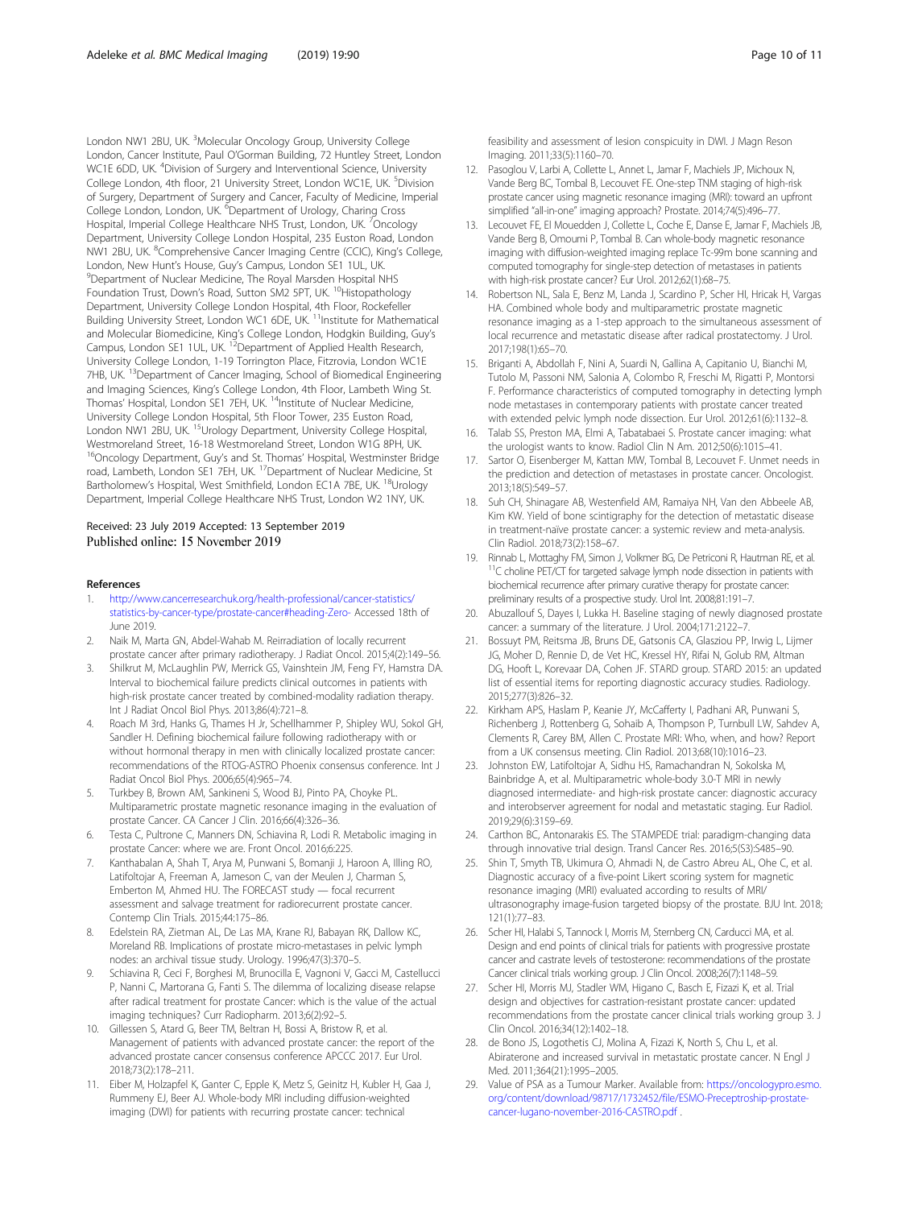London NW1 2BU, UK. [3]Molecular Oncology Group, University College London, Cancer Institute, Paul O'Gorman Building, 72 Huntley Street, London WC1E 6DD, UK. [4]Division of Surgery and Interventional Science, University College London, 4th floor, 21 University Street, London WC1E, UK. [5]Division of Surgery, Department of Surgery and Cancer, Faculty of Medicine, Imperial College London, London, UK. [6]Department of Urology, Charing Cross Hospital, Imperial College Healthcare NHS Trust, London, UK. [7]Oncology Department, University College London Hospital, 235 Euston Road, London NW1 2BU, UK. [8]Comprehensive Cancer Imaging Centre (CCIC), King's College, London, New Hunt's House, Guy's Campus, London SE1 1UL, UK. [9]Department of Nuclear Medicine, The Royal Marsden Hospital NHS Foundation Trust, Down's Road, Sutton SM2 5PT, UK. [10]Histopathology Department, University College London Hospital, 4th Floor, Rockefeller Building University Street, London WC1 6DE, UK. [11]Institute for Mathematical and Molecular Biomedicine, King's College London, Hodgkin Building, Guy's Campus, London SE1 1UL, UK. [12]Department of Applied Health Research, University College London, 1-19 Torrington Place, Fitzrovia, London WC1E 7HB, UK. [13]Department of Cancer Imaging, School of Biomedical Engineering and Imaging Sciences, King's College London, 4th Floor, Lambeth Wing St. Thomas' Hospital, London SE1 7EH, UK. [14]Institute of Nuclear Medicine, University College London Hospital, 5th Floor Tower, 235 Euston Road, London NW1 2BU, UK. [15]Urology Department, University College Hospital, Westmoreland Street, 16-18 Westmoreland Street, London W1G 8PH, UK. [16]Oncology Department, Guy's and St. Thomas' Hospital, Westminster Bridge road, Lambeth, London SE1 7EH, UK. [17]Department of Nuclear Medicine, St Bartholomew's Hospital, West Smithfield, London EC1A 7BE, UK. [18]Urology Department, Imperial College Healthcare NHS Trust, London W2 1NY, UK.

Received: 23 July 2019 Accepted: 13 September 2019
Published online: 15 November 2019

## References

1. http://www.cancerresearchuk.org/health-professional/cancer-statistics/statistics-by-cancer-type/prostate-cancer#heading-Zero- Accessed 18th of June 2019.
2. Naik M, Marta GN, Abdel-Wahab M. Reirradiation of locally recurrent prostate cancer after primary radiotherapy. J Radiat Oncol. 2015;4(2):149–56.
3. Shilkrut M, McLaughlin PW, Merrick GS, Vainshtein JM, Feng FY, Hamstra DA. Interval to biochemical failure predicts clinical outcomes in patients with high-risk prostate cancer treated by combined-modality radiation therapy. Int J Radiat Oncol Biol Phys. 2013;86(4):721–8.
4. Roach M 3rd, Hanks G, Thames H Jr, Schellhammer P, Shipley WU, Sokol GH, Sandler H. Defining biochemical failure following radiotherapy with or without hormonal therapy in men with clinically localized prostate cancer: recommendations of the RTOG-ASTRO Phoenix consensus conference. Int J Radiat Oncol Biol Phys. 2006;65(4):965–74.
5. Turkbey B, Brown AM, Sankineni S, Wood BJ, Pinto PA, Choyke PL. Multiparametric prostate magnetic resonance imaging in the evaluation of prostate Cancer. CA Cancer J Clin. 2016;66(4):326–36.
6. Testa C, Pultrone C, Manners DN, Schiavina R, Lodi R. Metabolic imaging in prostate Cancer: where we are. Front Oncol. 2016;6:225.
7. Kanthabalan A, Shah T, Arya M, Punwani S, Bomanji J, Haroon A, Illing RO, Latifoltojar A, Freeman A, Jameson C, van der Meulen J, Charman S, Emberton M, Ahmed HU. The FORECAST study — focal recurrent assessment and salvage treatment for radiorecurrent prostate cancer. Contemp Clin Trials. 2015;44:175–86.
8. Edelstein RA, Zietman AL, De Las MA, Krane RJ, Babayan RK, Dallow KC, Moreland RB. Implications of prostate micro-metastases in pelvic lymph nodes: an archival tissue study. Urology. 1996;47(3):370–5.
9. Schiavina R, Ceci F, Borghesi M, Brunocilla E, Vagnoni V, Gacci M, Castellucci P, Nanni C, Martorana G, Fanti S. The dilemma of localizing disease relapse after radical treatment for prostate Cancer: which is the value of the actual imaging techniques? Curr Radiopharm. 2013;6(2):92–5.
10. Gillessen S, Atard G, Beer TM, Beltran H, Bossi A, Bristow R, et al. Management of patients with advanced prostate cancer: the report of the advanced prostate cancer consensus conference APCCC 2017. Eur Urol. 2018;73(2):178–211.
11. Eiber M, Holzapfel K, Ganter C, Epple K, Metz S, Geinitz H, Kubler H, Gaa J, Rummeny EJ, Beer AJ. Whole-body MRI including diffusion-weighted imaging (DWI) for patients with recurring prostate cancer: technical feasibility and assessment of lesion conspicuity in DWI. J Magn Reson Imaging. 2011;33(5):1160–70.
12. Pasoglou V, Larbi A, Collette L, Annet L, Jamar F, Machiels JP, Michoux N, Vande Berg BC, Tombal B, Lecouvet FE. One-step TNM staging of high-risk prostate cancer using magnetic resonance imaging (MRI): toward an upfront simplified "all-in-one" imaging approach? Prostate. 2014;74(5):496–77.
13. Lecouvet FE, El Mouedden J, Collette L, Coche E, Danse E, Jamar F, Machiels JB, Vande Berg B, Omoumi P, Tombal B. Can whole-body magnetic resonance imaging with diffusion-weighted imaging replace Tc-99m bone scanning and computed tomography for single-step detection of metastases in patients with high-risk prostate cancer? Eur Urol. 2012;62(1):68–75.
14. Robertson NL, Sala E, Benz M, Landa J, Scardino P, Scher HI, Hricak H, Vargas HA. Combined whole body and multiparametric prostate magnetic resonance imaging as a 1-step approach to the simultaneous assessment of local recurrence and metastatic disease after radical prostatectomy. J Urol. 2017;198(1):65–70.
15. Briganti A, Abdollah F, Nini A, Suardi N, Gallina A, Capitanio U, Bianchi M, Tutolo M, Passoni NM, Salonia A, Colombo R, Freschi M, Rigatti P, Montorsi F. Performance characteristics of computed tomography in detecting lymph node metastases in contemporary patients with prostate cancer treated with extended pelvic lymph node dissection. Eur Urol. 2012;61(6):1132–8.
16. Talab SS, Preston MA, Elmi A, Tabatabaei S. Prostate cancer imaging: what the urologist wants to know. Radiol Clin N Am. 2012;50(6):1015–41.
17. Sartor O, Eisenberger M, Kattan MW, Tombal B, Lecouvet F. Unmet needs in the prediction and detection of metastases in prostate cancer. Oncologist. 2013;18(5):549–57.
18. Suh CH, Shinagare AB, Westenfield AM, Ramaiya NH, Van den Abbeele AB, Kim KW. Yield of bone scintigraphy for the detection of metastatic disease in treatment-naïve prostate cancer: a systemic review and meta-analysis. Clin Radiol. 2018;73(2):158–67.
19. Rinnab L, Mottaghy FM, Simon J, Volkmer BG, De Petriconi R, Hautman RE, et al. $^{11}$C choline PET/CT for targeted salvage lymph node dissection in patients with biochemical recurrence after primary curative therapy for prostate cancer: preliminary results of a prospective study. Urol Int. 2008;81:191–7.
20. Abuzallouf S, Dayes I, Lukka H. Baseline staging of newly diagnosed prostate cancer: a summary of the literature. J Urol. 2004;171:2122–7.
21. Bossuyt PM, Reitsma JB, Bruns DE, Gatsonis CA, Glasziou PP, Irwig L, Lijmer JG, Moher D, Rennie D, de Vet HC, Kressel HY, Rifai N, Golub RM, Altman DG, Hooft L, Korevaar DA, Cohen JF. STARD group. STARD 2015: an updated list of essential items for reporting diagnostic accuracy studies. Radiology. 2015;277(3):826–32.
22. Kirkham APS, Haslam P, Keanie JY, McCafferty I, Padhani AR, Punwani S, Richenberg J, Rottenberg G, Sohaib A, Thompson P, Turnbull LW, Sahdev A, Clements R, Carey BM, Allen C. Prostate MRI: Who, when, and how? Report from a UK consensus meeting. Clin Radiol. 2013;68(10):1016–23.
23. Johnston EW, Latifoltojar A, Sidhu HS, Ramachandran N, Sokolska M, Bainbridge A, et al. Multiparametric whole-body 3.0-T MRI in newly diagnosed intermediate- and high-risk prostate cancer: diagnostic accuracy and interobserver agreement for nodal and metastatic staging. Eur Radiol. 2019;29(6):3159–69.
24. Carthon BC, Antonarakis ES. The STAMPEDE trial: paradigm-changing data through innovative trial design. Transl Cancer Res. 2016;5(S3):S485–90.
25. Shin T, Smyth TB, Ukimura O, Ahmadi N, de Castro Abreu AL, Ohe C, et al. Diagnostic accuracy of a five-point Likert scoring system for magnetic resonance imaging (MRI) evaluated according to results of MRI/ultrasonography image-fusion targeted biopsy of the prostate. BJU Int. 2018;121(1):77–83.
26. Scher HI, Halabi S, Tannock I, Morris M, Sternberg CN, Carducci MA, et al. Design and end points of clinical trials for patients with progressive prostate cancer and castrate levels of testosterone: recommendations of the prostate Cancer clinical trials working group. J Clin Oncol. 2008;26(7):1148–59.
27. Scher HI, Morris MJ, Stadler WM, Higano C, Basch E, Fizazi K, et al. Trial design and objectives for castration-resistant prostate cancer: updated recommendations from the prostate cancer clinical trials working group 3. J Clin Oncol. 2016;34(12):1402–18.
28. de Bono JS, Logothetis CJ, Molina A, Fizazi K, North S, Chu L, et al. Abiraterone and increased survival in metastatic prostate cancer. N Engl J Med. 2011;364(21):1995–2005.
29. Value of PSA as a Tumour Marker. Available from: https://oncologypro.esmo.org/content/download/98717/1732452/file/ESMO-Preceptroship-prostate-cancer-lugano-november-2016-CASTRO.pdf .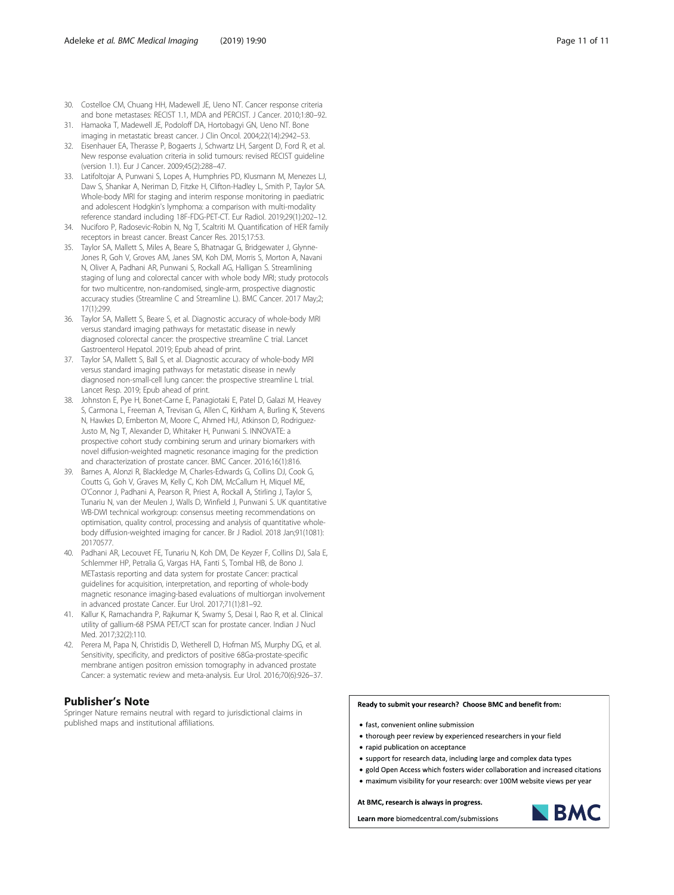30. Costelloe CM, Chuang HH, Madewell JE, Ueno NT. Cancer response criteria and bone metastases: RECIST 1.1, MDA and PERCIST. J Cancer. 2010;1:80–92.
31. Hamaoka T, Madewell JE, Podoloff DA, Hortobagyi GN, Ueno NT. Bone imaging in metastatic breast cancer. J Clin Oncol. 2004;22(14):2942–53.
32. Eisenhauer EA, Therasse P, Bogaerts J, Schwartz LH, Sargent D, Ford R, et al. New response evaluation criteria in solid tumours: revised RECIST guideline (version 1.1). Eur J Cancer. 2009;45(2):288–47.
33. Latifoltojar A, Punwani S, Lopes A, Humphries PD, Klusmann M, Menezes LJ, Daw S, Shankar A, Neriman D, Fitzke H, Clifton-Hadley L, Smith P, Taylor SA. Whole-body MRI for staging and interim response monitoring in paediatric and adolescent Hodgkin's lymphoma: a comparison with multi-modality reference standard including 18F-FDG-PET-CT. Eur Radiol. 2019;29(1):202–12.
34. Nuciforo P, Radosevic-Robin N, Ng T, Scaltriti M. Quantification of HER family receptors in breast cancer. Breast Cancer Res. 2015;17:53.
35. Taylor SA, Mallett S, Miles A, Beare S, Bhatnagar G, Bridgewater J, Glynne-Jones R, Goh V, Groves AM, Janes SM, Koh DM, Morris S, Morton A, Navani N, Oliver A, Padhani AR, Punwani S, Rockall AG, Halligan S. Streamlining staging of lung and colorectal cancer with whole body MRI; study protocols for two multicentre, non-randomised, single-arm, prospective diagnostic accuracy studies (Streamline C and Streamline L). BMC Cancer. 2017 May;2; 17(1):299.
36. Taylor SA, Mallett S, Beare S, et al. Diagnostic accuracy of whole-body MRI versus standard imaging pathways for metastatic disease in newly diagnosed colorectal cancer: the prospective streamline C trial. Lancet Gastroenterol Hepatol. 2019; Epub ahead of print.
37. Taylor SA, Mallett S, Ball S, et al. Diagnostic accuracy of whole-body MRI versus standard imaging pathways for metastatic disease in newly diagnosed non-small-cell lung cancer: the prospective streamline L trial. Lancet Resp. 2019; Epub ahead of print.
38. Johnston E, Pye H, Bonet-Carne E, Panagiotaki E, Patel D, Galazi M, Heavey S, Carmona L, Freeman A, Trevisan G, Allen C, Kirkham A, Burling K, Stevens N, Hawkes D, Emberton M, Moore C, Ahmed HU, Atkinson D, Rodriguez-Justo M, Ng T, Alexander D, Whitaker H, Punwani S. INNOVATE: a prospective cohort study combining serum and urinary biomarkers with novel diffusion-weighted magnetic resonance imaging for the prediction and characterization of prostate cancer. BMC Cancer. 2016;16(1):816.
39. Barnes A, Alonzi R, Blackledge M, Charles-Edwards G, Collins DJ, Cook G, Coutts G, Goh V, Graves M, Kelly C, Koh DM, McCallum H, Miquel ME, O'Connor J, Padhani A, Pearson R, Priest A, Rockall A, Stirling J, Taylor S, Tunariu N, van der Meulen J, Walls D, Winfield J, Punwani S. UK quantitative WB-DWI technical workgroup: consensus meeting recommendations on optimisation, quality control, processing and analysis of quantitative whole-body diffusion-weighted imaging for cancer. Br J Radiol. 2018 Jan;91(1081): 20170577.
40. Padhani AR, Lecouvet FE, Tunariu N, Koh DM, De Keyzer F, Collins DJ, Sala E, Schlemmer HP, Petralia G, Vargas HA, Fanti S, Tombal HB, de Bono J. METastasis reporting and data system for prostate Cancer: practical guidelines for acquisition, interpretation, and reporting of whole-body magnetic resonance imaging-based evaluations of multiorgan involvement in advanced prostate Cancer. Eur Urol. 2017;71(1):81–92.
41. Kallur K, Ramachandra P, Rajkumar K, Swamy S, Desai I, Rao R, et al. Clinical utility of gallium-68 PSMA PET/CT scan for prostate cancer. Indian J Nucl Med. 2017;32(2):110.
42. Perera M, Papa N, Christidis D, Wetherell D, Hofman MS, Murphy DG, et al. Sensitivity, specificity, and predictors of positive 68Ga-prostate-specific membrane antigen positron emission tomography in advanced prostate Cancer: a systematic review and meta-analysis. Eur Urol. 2016;70(6):926–37.

## Publisher's Note

Springer Nature remains neutral with regard to jurisdictional claims in published maps and institutional affiliations.

**Ready to submit your research? Choose BMC and benefit from:**

- fast, convenient online submission
- thorough peer review by experienced researchers in your field
- rapid publication on acceptance
- support for research data, including large and complex data types
- gold Open Access which fosters wider collaboration and increased citations
- maximum visibility for your research: over 100M website views per year

**At BMC, research is always in progress.**

**Learn more** biomedcentral.com/submissions

BMC